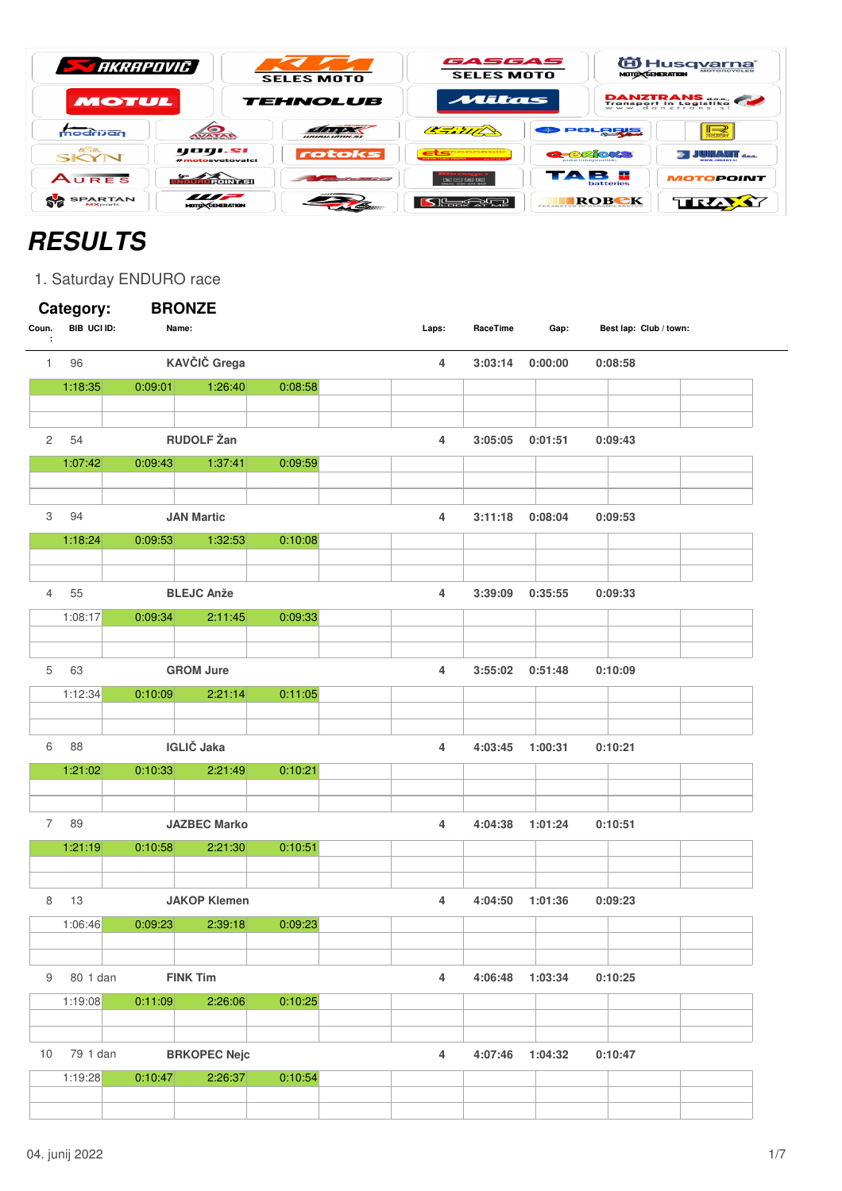# RESULTS

1. Saturday ENDURO race

## Category: BRONZE

| Coun.: | BIB | UCI ID: | Name: | Laps: | RaceTime | Gap: | Best lap: | Club / town: |
|---|---|---|---|---|---|---|---|---|
| 1 | 96 | | KAVČIČ Grega | 4 | 3:03:14 | 0:00:00 | 0:08:58 | |
| | 1:18:35 | 0:09:01 | 1:26:40 | 0:08:58 | | | | |
| 2 | 54 | | RUDOLF Žan | 4 | 3:05:05 | 0:01:51 | 0:09:43 | |
| | 1:07:42 | 0:09:43 | 1:37:41 | 0:09:59 | | | | |
| 3 | 94 | | JAN Martic | 4 | 3:11:18 | 0:08:04 | 0:09:53 | |
| | 1:18:24 | 0:09:53 | 1:32:53 | 0:10:08 | | | | |
| 4 | 55 | | BLEJC Anže | 4 | 3:39:09 | 0:35:55 | 0:09:33 | |
| | 1:08:17 | 0:09:34 | 2:11:45 | 0:09:33 | | | | |
| 5 | 63 | | GROM Jure | 4 | 3:55:02 | 0:51:48 | 0:10:09 | |
| | 1:12:34 | 0:10:09 | 2:21:14 | 0:11:05 | | | | |
| 6 | 88 | | IGLIČ Jaka | 4 | 4:03:45 | 1:00:31 | 0:10:21 | |
| | 1:21:02 | 0:10:33 | 2:21:49 | 0:10:21 | | | | |
| 7 | 89 | | JAZBEC Marko | 4 | 4:04:38 | 1:01:24 | 0:10:51 | |
| | 1:21:19 | 0:10:58 | 2:21:30 | 0:10:51 | | | | |
| 8 | 13 | | JAKOP Klemen | 4 | 4:04:50 | 1:01:36 | 0:09:23 | |
| | 1:06:46 | 0:09:23 | 2:39:18 | 0:09:23 | | | | |
| 9 | 80 | 1 dan | FINK Tim | 4 | 4:06:48 | 1:03:34 | 0:10:25 | |
| | 1:19:08 | 0:11:09 | 2:26:06 | 0:10:25 | | | | |
| 10 | 79 | 1 dan | BRKOPEC Nejc | 4 | 4:07:46 | 1:04:32 | 0:10:47 | |
| | 1:19:28 | 0:10:47 | 2:26:37 | 0:10:54 | | | | |

04. junij 2022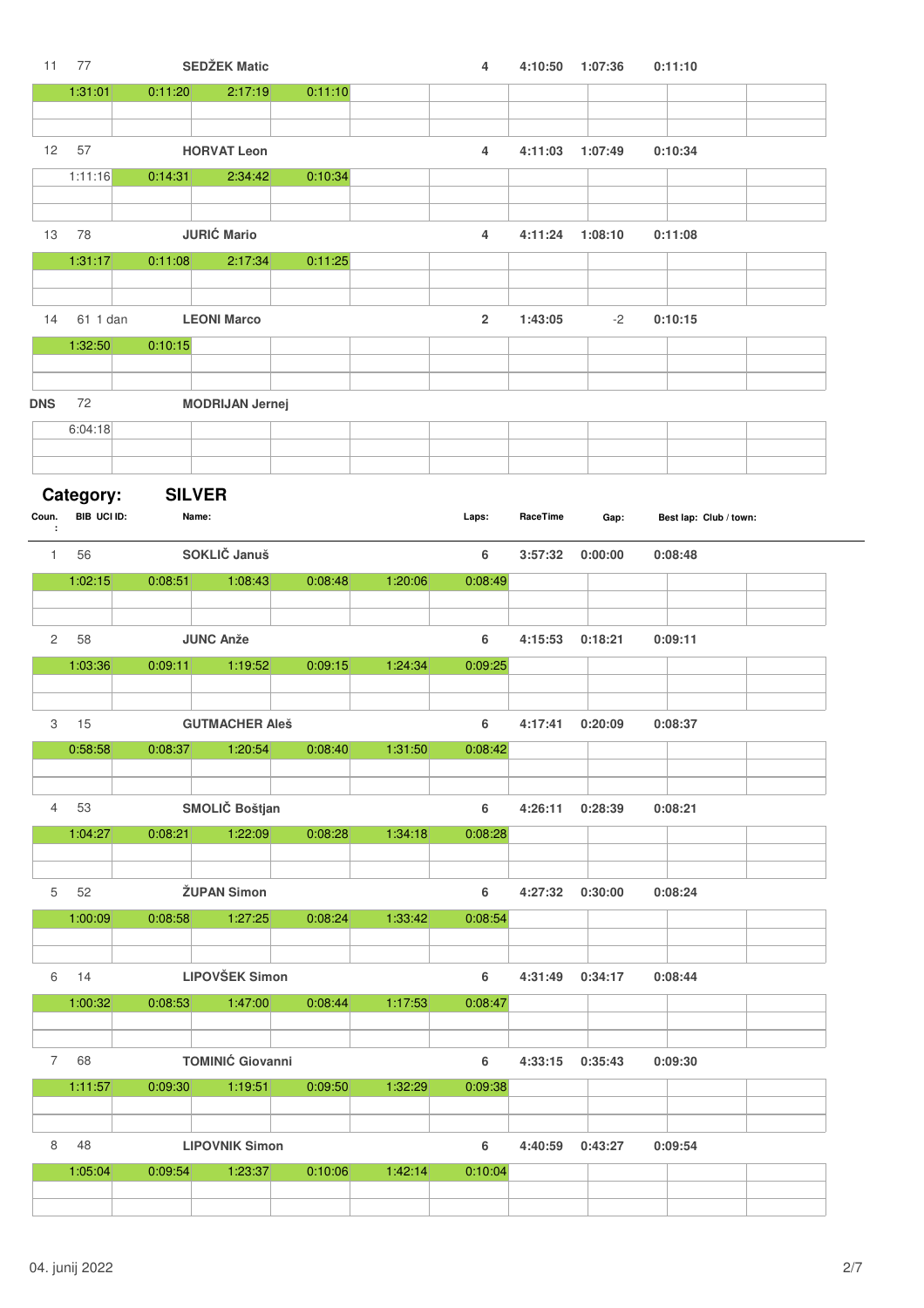| Coun. | BIB UCI ID: | Name: | | | | Laps: | RaceTime | Gap: | Best lap: Club / town: |
|---|---|---|---|---|---|---|---|---|---|
| 11 | 77 | SEDŽEK Matic | | | | 4 | 4:10:50 | 1:07:36 | 0:11:10 |
| 1:31:01 | 0:11:20 | 2:17:19 | 0:11:10 | | | | | | |
| 12 | 57 | HORVAT Leon | | | | 4 | 4:11:03 | 1:07:49 | 0:10:34 |
| 1:11:16 | 0:14:31 | 2:34:42 | 0:10:34 | | | | | | |
| 13 | 78 | JURIĆ Mario | | | | 4 | 4:11:24 | 1:08:10 | 0:11:08 |
| 1:31:17 | 0:11:08 | 2:17:34 | 0:11:25 | | | | | | |
| 14 | 61 1 dan | LEONI Marco | | | | 2 | 1:43:05 | -2 | 0:10:15 |
| 1:32:50 | 0:10:15 | | | | | | | | |
| DNS | 72 | MODRIJAN Jernej | | | | | | | |
| 6:04:18 | | | | | | | | | |

## Category: SILVER

| Coun. : | BIB UCI ID: | Name: | | | | Laps: | RaceTime | Gap: | Best lap: Club / town: |
|---|---|---|---|---|---|---|---|---|---|
| 1 | 56 | SOKLIČ Januš | | | | 6 | 3:57:32 | 0:00:00 | 0:08:48 |
| 1:02:15 | 0:08:51 | 1:08:43 | 0:08:48 | 1:20:06 | 0:08:49 | | | | |
| 2 | 58 | JUNC Anže | | | | 6 | 4:15:53 | 0:18:21 | 0:09:11 |
| 1:03:36 | 0:09:11 | 1:19:52 | 0:09:15 | 1:24:34 | 0:09:25 | | | | |
| 3 | 15 | GUTMACHER Aleš | | | | 6 | 4:17:41 | 0:20:09 | 0:08:37 |
| 0:58:58 | 0:08:37 | 1:20:54 | 0:08:40 | 1:31:50 | 0:08:42 | | | | |
| 4 | 53 | SMOLIČ Boštjan | | | | 6 | 4:26:11 | 0:28:39 | 0:08:21 |
| 1:04:27 | 0:08:21 | 1:22:09 | 0:08:28 | 1:34:18 | 0:08:28 | | | | |
| 5 | 52 | ŽUPAN Simon | | | | 6 | 4:27:32 | 0:30:00 | 0:08:24 |
| 1:00:09 | 0:08:58 | 1:27:25 | 0:08:24 | 1:33:42 | 0:08:54 | | | | |
| 6 | 14 | LIPOVŠEK Simon | | | | 6 | 4:31:49 | 0:34:17 | 0:08:44 |
| 1:00:32 | 0:08:53 | 1:47:00 | 0:08:44 | 1:17:53 | 0:08:47 | | | | |
| 7 | 68 | TOMINIĆ Giovanni | | | | 6 | 4:33:15 | 0:35:43 | 0:09:30 |
| 1:11:57 | 0:09:30 | 1:19:51 | 0:09:50 | 1:32:29 | 0:09:38 | | | | |
| 8 | 48 | LIPOVNIK Simon | | | | 6 | 4:40:59 | 0:43:27 | 0:09:54 |
| 1:05:04 | 0:09:54 | 1:23:37 | 0:10:06 | 1:42:14 | 0:10:04 | | | | |

04. junij 2022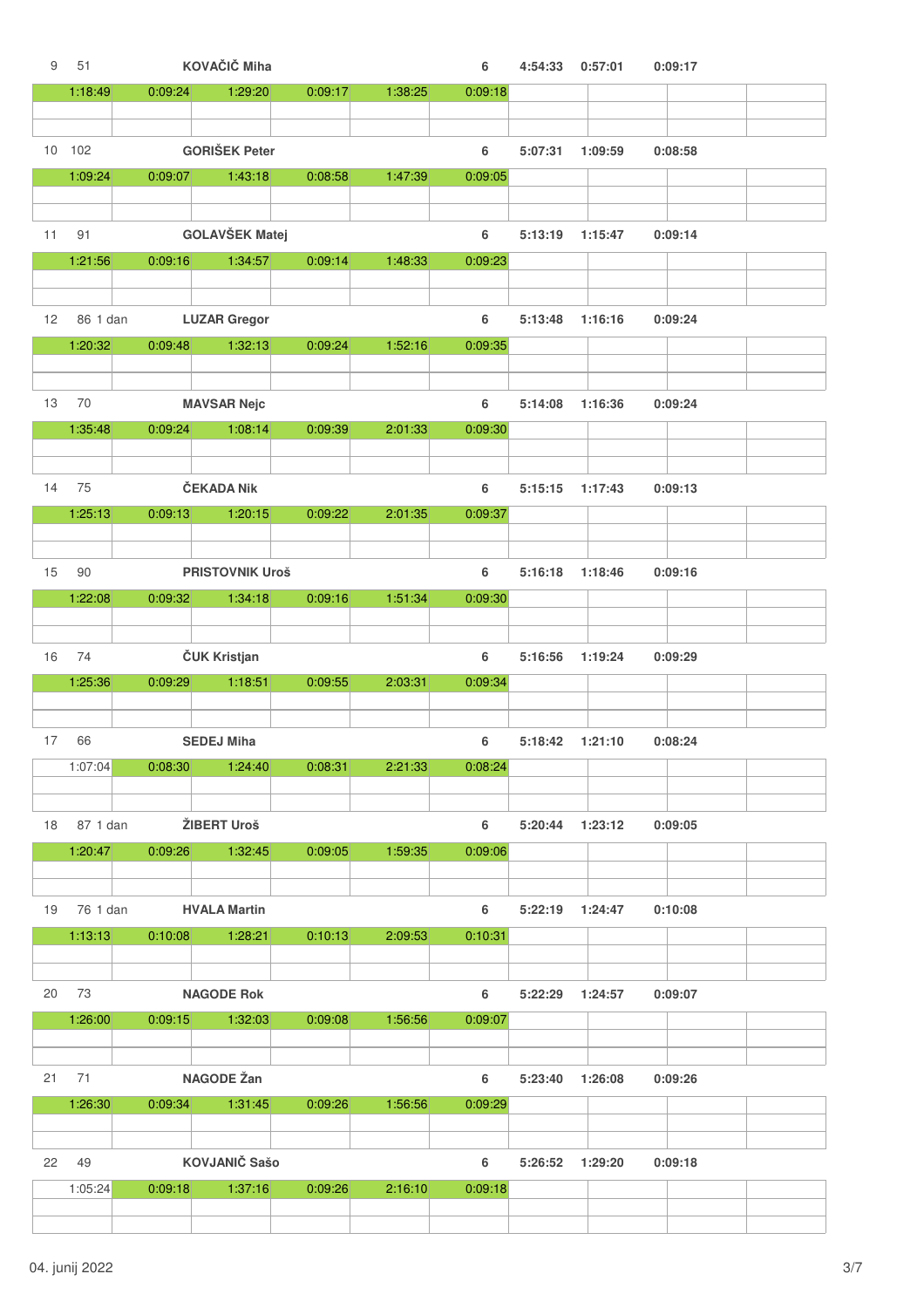| | | | | | | | | | |
|---|---|---|---|---|---|---|---|---|---|
| 9 | 51 | KOVAČIČ Miha | | | | 6 | 4:54:33 | 0:57:01 | 0:09:17 |
| 1:18:49 | 0:09:24 | 1:29:20 | 0:09:17 | 1:38:25 | 0:09:18 | | | | |
| 10 | 102 | GORIŠEK Peter | | | | 6 | 5:07:31 | 1:09:59 | 0:08:58 |
| 1:09:24 | 0:09:07 | 1:43:18 | 0:08:58 | 1:47:39 | 0:09:05 | | | | |
| 11 | 91 | GOLAVŠEK Matej | | | | 6 | 5:13:19 | 1:15:47 | 0:09:14 |
| 1:21:56 | 0:09:16 | 1:34:57 | 0:09:14 | 1:48:33 | 0:09:23 | | | | |
| 12 | 86 1 dan | LUZAR Gregor | | | | 6 | 5:13:48 | 1:16:16 | 0:09:24 |
| 1:20:32 | 0:09:48 | 1:32:13 | 0:09:24 | 1:52:16 | 0:09:35 | | | | |
| 13 | 70 | MAVSAR Nejc | | | | 6 | 5:14:08 | 1:16:36 | 0:09:24 |
| 1:35:48 | 0:09:24 | 1:08:14 | 0:09:39 | 2:01:33 | 0:09:30 | | | | |
| 14 | 75 | ČEKADA Nik | | | | 6 | 5:15:15 | 1:17:43 | 0:09:13 |
| 1:25:13 | 0:09:13 | 1:20:15 | 0:09:22 | 2:01:35 | 0:09:37 | | | | |
| 15 | 90 | PRISTOVNIK Uroš | | | | 6 | 5:16:18 | 1:18:46 | 0:09:16 |
| 1:22:08 | 0:09:32 | 1:34:18 | 0:09:16 | 1:51:34 | 0:09:30 | | | | |
| 16 | 74 | ČUK Kristjan | | | | 6 | 5:16:56 | 1:19:24 | 0:09:29 |
| 1:25:36 | 0:09:29 | 1:18:51 | 0:09:55 | 2:03:31 | 0:09:34 | | | | |
| 17 | 66 | SEDEJ Miha | | | | 6 | 5:18:42 | 1:21:10 | 0:08:24 |
| 1:07:04 | 0:08:30 | 1:24:40 | 0:08:31 | 2:21:33 | 0:08:24 | | | | |
| 18 | 87 1 dan | ŽIBERT Uroš | | | | 6 | 5:20:44 | 1:23:12 | 0:09:05 |
| 1:20:47 | 0:09:26 | 1:32:45 | 0:09:05 | 1:59:35 | 0:09:06 | | | | |
| 19 | 76 1 dan | HVALA Martin | | | | 6 | 5:22:19 | 1:24:47 | 0:10:08 |
| 1:13:13 | 0:10:08 | 1:28:21 | 0:10:13 | 2:09:53 | 0:10:31 | | | | |
| 20 | 73 | NAGODE Rok | | | | 6 | 5:22:29 | 1:24:57 | 0:09:07 |
| 1:26:00 | 0:09:15 | 1:32:03 | 0:09:08 | 1:56:56 | 0:09:07 | | | | |
| 21 | 71 | NAGODE Žan | | | | 6 | 5:23:40 | 1:26:08 | 0:09:26 |
| 1:26:30 | 0:09:34 | 1:31:45 | 0:09:26 | 1:56:56 | 0:09:29 | | | | |
| 22 | 49 | KOVJANIČ Sašo | | | | 6 | 5:26:52 | 1:29:20 | 0:09:18 |
| 1:05:24 | 0:09:18 | 1:37:16 | 0:09:26 | 2:16:10 | 0:09:18 | | | | |

04. junij 2022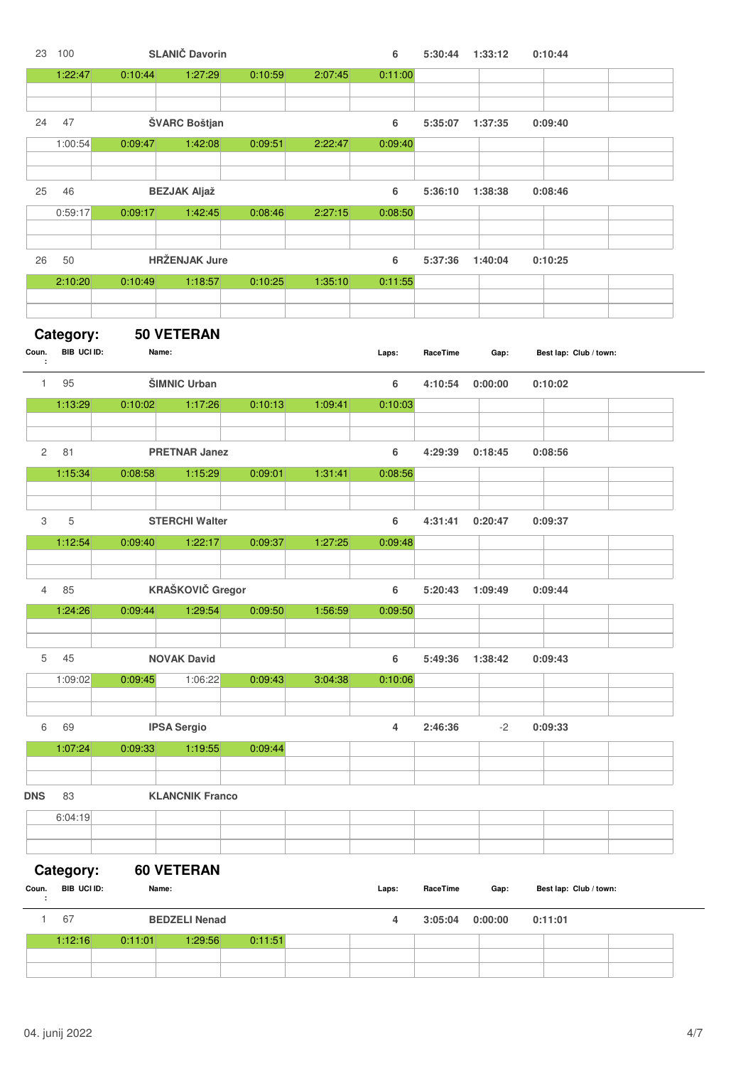| Coun. | BIB UCI ID | Name | Laps | RaceTime | Gap | Best lap | Club / town |
|---|---|---|---|---|---|---|---|
| 23 | 100 | SLANIČ Davorin | 6 | 5:30:44 | 1:33:12 | 0:10:44 | |

| 1:22:47 | 0:10:44 | 1:27:29 | 0:10:59 | 2:07:45 | 0:11:00 |
|---|---|---|---|---|---|

| Coun. | BIB UCI ID | Name | Laps | RaceTime | Gap | Best lap | Club / town |
|---|---|---|---|---|---|---|---|
| 24 | 47 | ŠVARC Boštjan | 6 | 5:35:07 | 1:37:35 | 0:09:40 | |

| 1:00:54 | 0:09:47 | 1:42:08 | 0:09:51 | 2:22:47 | 0:09:40 |
|---|---|---|---|---|---|

| Coun. | BIB UCI ID | Name | Laps | RaceTime | Gap | Best lap | Club / town |
|---|---|---|---|---|---|---|---|
| 25 | 46 | BEZJAK Aljaž | 6 | 5:36:10 | 1:38:38 | 0:08:46 | |

| 0:59:17 | 0:09:17 | 1:42:45 | 0:08:46 | 2:27:15 | 0:08:50 |
|---|---|---|---|---|---|

| Coun. | BIB UCI ID | Name | Laps | RaceTime | Gap | Best lap | Club / town |
|---|---|---|---|---|---|---|---|
| 26 | 50 | HRŽENJAK Jure | 6 | 5:37:36 | 1:40:04 | 0:10:25 | |

| 2:10:20 | 0:10:49 | 1:18:57 | 0:10:25 | 1:35:10 | 0:11:55 |
|---|---|---|---|---|---|

## Category: 50 VETERAN

| Coun. | BIB UCI ID | Name | Laps | RaceTime | Gap | Best lap | Club / town |
|---|---|---|---|---|---|---|---|
| 1 | 95 | ŠIMNIC Urban | 6 | 4:10:54 | 0:00:00 | 0:10:02 | |

| 1:13:29 | 0:10:02 | 1:17:26 | 0:10:13 | 1:09:41 | 0:10:03 |
|---|---|---|---|---|---|

| Coun. | BIB UCI ID | Name | Laps | RaceTime | Gap | Best lap | Club / town |
|---|---|---|---|---|---|---|---|
| 2 | 81 | PRETNAR Janez | 6 | 4:29:39 | 0:18:45 | 0:08:56 | |

| 1:15:34 | 0:08:58 | 1:15:29 | 0:09:01 | 1:31:41 | 0:08:56 |
|---|---|---|---|---|---|

| Coun. | BIB UCI ID | Name | Laps | RaceTime | Gap | Best lap | Club / town |
|---|---|---|---|---|---|---|---|
| 3 | 5 | STERCHI Walter | 6 | 4:31:41 | 0:20:47 | 0:09:37 | |

| 1:12:54 | 0:09:40 | 1:22:17 | 0:09:37 | 1:27:25 | 0:09:48 |
|---|---|---|---|---|---|

| Coun. | BIB UCI ID | Name | Laps | RaceTime | Gap | Best lap | Club / town |
|---|---|---|---|---|---|---|---|
| 4 | 85 | KRAŠKOVIČ Gregor | 6 | 5:20:43 | 1:09:49 | 0:09:44 | |

| 1:24:26 | 0:09:44 | 1:29:54 | 0:09:50 | 1:56:59 | 0:09:50 |
|---|---|---|---|---|---|

| Coun. | BIB UCI ID | Name | Laps | RaceTime | Gap | Best lap | Club / town |
|---|---|---|---|---|---|---|---|
| 5 | 45 | NOVAK David | 6 | 5:49:36 | 1:38:42 | 0:09:43 | |

| 1:09:02 | 0:09:45 | 1:06:22 | 0:09:43 | 3:04:38 | 0:10:06 |
|---|---|---|---|---|---|

| Coun. | BIB UCI ID | Name | Laps | RaceTime | Gap | Best lap | Club / town |
|---|---|---|---|---|---|---|---|
| 6 | 69 | IPSA Sergio | 4 | 2:46:36 | -2 | 0:09:33 | |

| 1:07:24 | 0:09:33 | 1:19:55 | 0:09:44 |
|---|---|---|---|

| Coun. | BIB UCI ID | Name | Laps | RaceTime | Gap | Best lap | Club / town |
|---|---|---|---|---|---|---|---|
| DNS | 83 | KLANCNIK Franco | | | | | |

| 6:04:19 |
|---|

## Category: 60 VETERAN

| Coun. | BIB UCI ID | Name | Laps | RaceTime | Gap | Best lap | Club / town |
|---|---|---|---|---|---|---|---|
| 1 | 67 | BEDZELI Nenad | 4 | 3:05:04 | 0:00:00 | 0:11:01 | |

| 1:12:16 | 0:11:01 | 1:29:56 | 0:11:51 |
|---|---|---|---|

04. junij 2022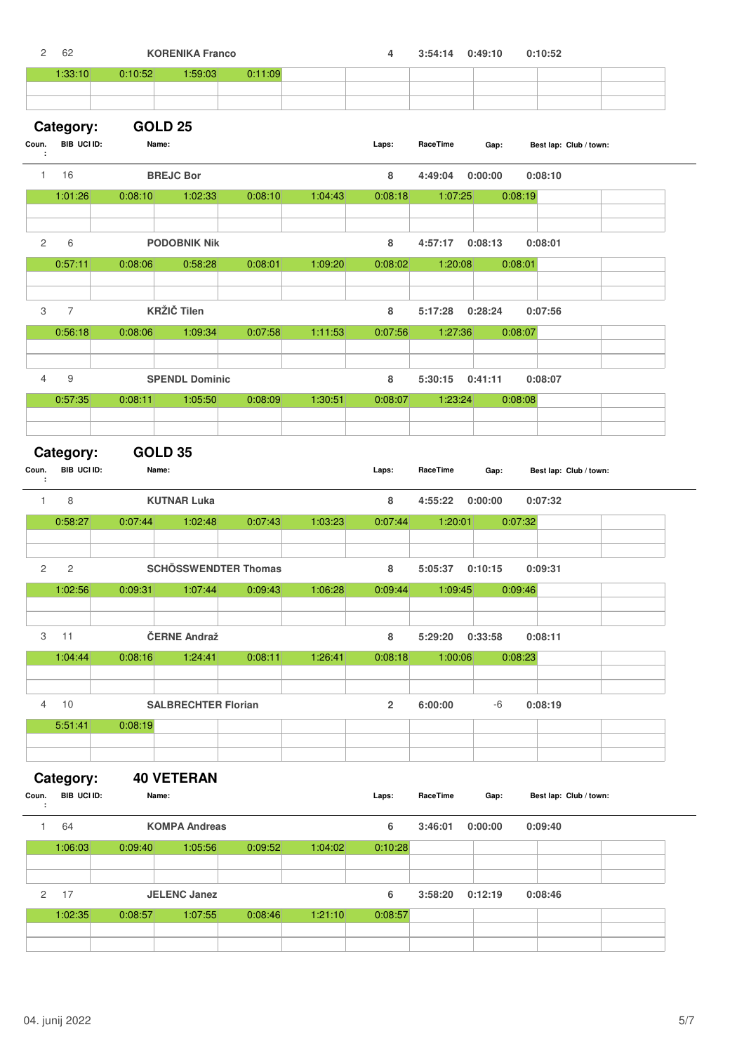| | | | | | | | |
|---|---|---|---|---|---|---|---|
| 2 | 62 | KORENIKA Franco | 4 | 3:54:14 | 0:49:10 | 0:10:52 | |

| | | | | | | | | | |
|---|---|---|---|---|---|---|---|---|---|
| 1:33:10 | 0:10:52 | 1:59:03 | 0:11:09 | | | | | | |

## Category: GOLD 25

| Coun.: | BIB UCI ID: | Name: | Laps: | RaceTime | Gap: | Best lap: | Club / town: |
|---|---|---|---|---|---|---|---|
| 1 | 16 | BREJC Bor | 8 | 4:49:04 | 0:00:00 | 0:08:10 | |
| 2 | 6 | PODOBNIK Nik | 8 | 4:57:17 | 0:08:13 | 0:08:01 | |
| 3 | 7 | KRŽIČ Tilen | 8 | 5:17:28 | 0:28:24 | 0:07:56 | |
| 4 | 9 | SPENDL Dominic | 8 | 5:30:15 | 0:41:11 | 0:08:07 | |

Lap times:

| Name | | | | | | | | |
|---|---|---|---|---|---|---|---|---|
| BREJC Bor | 1:01:26 | 0:08:10 | 1:02:33 | 0:08:10 | 1:04:43 | 0:08:18 | 1:07:25 | 0:08:19 |
| PODOBNIK Nik | 0:57:11 | 0:08:06 | 0:58:28 | 0:08:01 | 1:09:20 | 0:08:02 | 1:20:08 | 0:08:01 |
| KRŽIČ Tilen | 0:56:18 | 0:08:06 | 1:09:34 | 0:07:58 | 1:11:53 | 0:07:56 | 1:27:36 | 0:08:07 |
| SPENDL Dominic | 0:57:35 | 0:08:11 | 1:05:50 | 0:08:09 | 1:30:51 | 0:08:07 | 1:23:24 | 0:08:08 |

## Category: GOLD 35

| Coun.: | BIB UCI ID: | Name: | Laps: | RaceTime | Gap: | Best lap: | Club / town: |
|---|---|---|---|---|---|---|---|
| 1 | 8 | KUTNAR Luka | 8 | 4:55:22 | 0:00:00 | 0:07:32 | |
| 2 | 2 | SCHÖSSWENDTER Thomas | 8 | 5:05:37 | 0:10:15 | 0:09:31 | |
| 3 | 11 | ČERNE Andraž | 8 | 5:29:20 | 0:33:58 | 0:08:11 | |
| 4 | 10 | SALBRECHTER Florian | 2 | 6:00:00 | -6 | 0:08:19 | |

Lap times:

| Name | | | | | | | | |
|---|---|---|---|---|---|---|---|---|
| KUTNAR Luka | 0:58:27 | 0:07:44 | 1:02:48 | 0:07:43 | 1:03:23 | 0:07:44 | 1:20:01 | 0:07:32 |
| SCHÖSSWENDTER Thomas | 1:02:56 | 0:09:31 | 1:07:44 | 0:09:43 | 1:06:28 | 0:09:44 | 1:09:45 | 0:09:46 |
| ČERNE Andraž | 1:04:44 | 0:08:16 | 1:24:41 | 0:08:11 | 1:26:41 | 0:08:18 | 1:00:06 | 0:08:23 |
| SALBRECHTER Florian | 5:51:41 | 0:08:19 | | | | | | |

## Category: 40 VETERAN

| Coun.: | BIB UCI ID: | Name: | Laps: | RaceTime | Gap: | Best lap: | Club / town: |
|---|---|---|---|---|---|---|---|
| 1 | 64 | KOMPA Andreas | 6 | 3:46:01 | 0:00:00 | 0:09:40 | |
| 2 | 17 | JELENC Janez | 6 | 3:58:20 | 0:12:19 | 0:08:46 | |

Lap times:

| Name | | | | | | |
|---|---|---|---|---|---|---|
| KOMPA Andreas | 1:06:03 | 0:09:40 | 1:05:56 | 0:09:52 | 1:04:02 | 0:10:28 |
| JELENC Janez | 1:02:35 | 0:08:57 | 1:07:55 | 0:08:46 | 1:21:10 | 0:08:57 |

04. junij 2022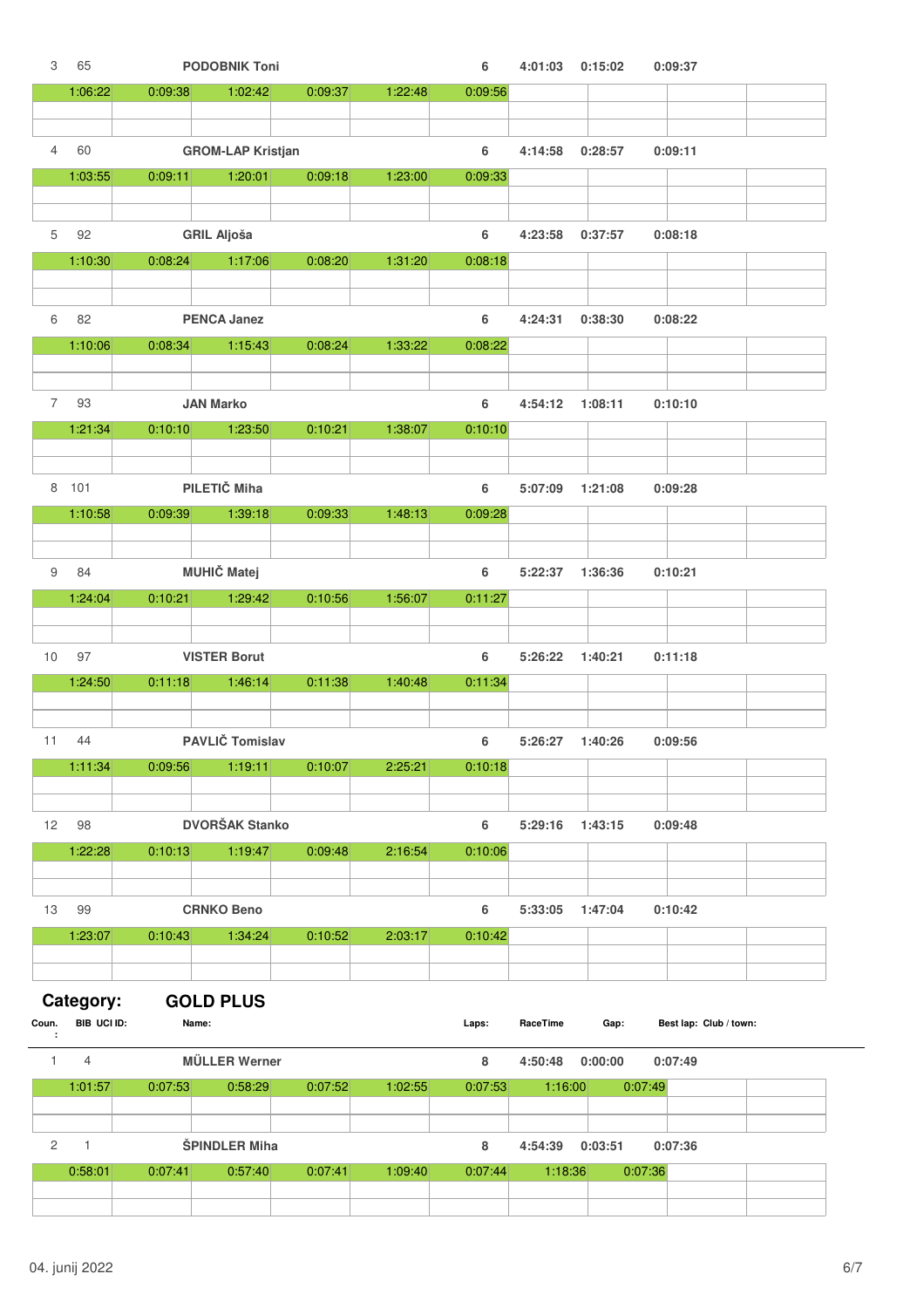| | | | | | | | |
|---|---|---|---|---|---|---|---|
| 3 | 65 | PODOBNIK Toni | 6 | 4:01:03 | 0:15:02 | 0:09:37 | |
| 1:06:22 | 0:09:38 | 1:02:42 | 0:09:37 | 1:22:48 | 0:09:56 | | |
| 4 | 60 | GROM-LAP Kristjan | 6 | 4:14:58 | 0:28:57 | 0:09:11 | |
| 1:03:55 | 0:09:11 | 1:20:01 | 0:09:18 | 1:23:00 | 0:09:33 | | |
| 5 | 92 | GRIL Aljoša | 6 | 4:23:58 | 0:37:57 | 0:08:18 | |
| 1:10:30 | 0:08:24 | 1:17:06 | 0:08:20 | 1:31:20 | 0:08:18 | | |
| 6 | 82 | PENCA Janez | 6 | 4:24:31 | 0:38:30 | 0:08:22 | |
| 1:10:06 | 0:08:34 | 1:15:43 | 0:08:24 | 1:33:22 | 0:08:22 | | |
| 7 | 93 | JAN Marko | 6 | 4:54:12 | 1:08:11 | 0:10:10 | |
| 1:21:34 | 0:10:10 | 1:23:50 | 0:10:21 | 1:38:07 | 0:10:10 | | |
| 8 | 101 | PILETIČ Miha | 6 | 5:07:09 | 1:21:08 | 0:09:28 | |
| 1:10:58 | 0:09:39 | 1:39:18 | 0:09:33 | 1:48:13 | 0:09:28 | | |
| 9 | 84 | MUHIČ Matej | 6 | 5:22:37 | 1:36:36 | 0:10:21 | |
| 1:24:04 | 0:10:21 | 1:29:42 | 0:10:56 | 1:56:07 | 0:11:27 | | |
| 10 | 97 | VISTER Borut | 6 | 5:26:22 | 1:40:21 | 0:11:18 | |
| 1:24:50 | 0:11:18 | 1:46:14 | 0:11:38 | 1:40:48 | 0:11:34 | | |
| 11 | 44 | PAVLIČ Tomislav | 6 | 5:26:27 | 1:40:26 | 0:09:56 | |
| 1:11:34 | 0:09:56 | 1:19:11 | 0:10:07 | 2:25:21 | 0:10:18 | | |
| 12 | 98 | DVORŠAK Stanko | 6 | 5:29:16 | 1:43:15 | 0:09:48 | |
| 1:22:28 | 0:10:13 | 1:19:47 | 0:09:48 | 2:16:54 | 0:10:06 | | |
| 13 | 99 | CRNKO Beno | 6 | 5:33:05 | 1:47:04 | 0:10:42 | |
| 1:23:07 | 0:10:43 | 1:34:24 | 0:10:52 | 2:03:17 | 0:10:42 | | |

## Category: GOLD PLUS

| Coun.: | BIB UCI ID: | Name: | Laps: | RaceTime | Gap: | Best lap: Club / town: | |
|---|---|---|---|---|---|---|---|
| 1 | 4 | MÜLLER Werner | 8 | 4:50:48 | 0:00:00 | 0:07:49 | |
| 1:01:57 | 0:07:53 | 0:58:29 | 0:07:52 | 1:02:55 | 0:07:53 | 1:16:00 | 0:07:49 |
| 2 | 1 | ŠPINDLER Miha | 8 | 4:54:39 | 0:03:51 | 0:07:36 | |
| 0:58:01 | 0:07:41 | 0:57:40 | 0:07:41 | 1:09:40 | 0:07:44 | 1:18:36 | 0:07:36 |

04. junij 2022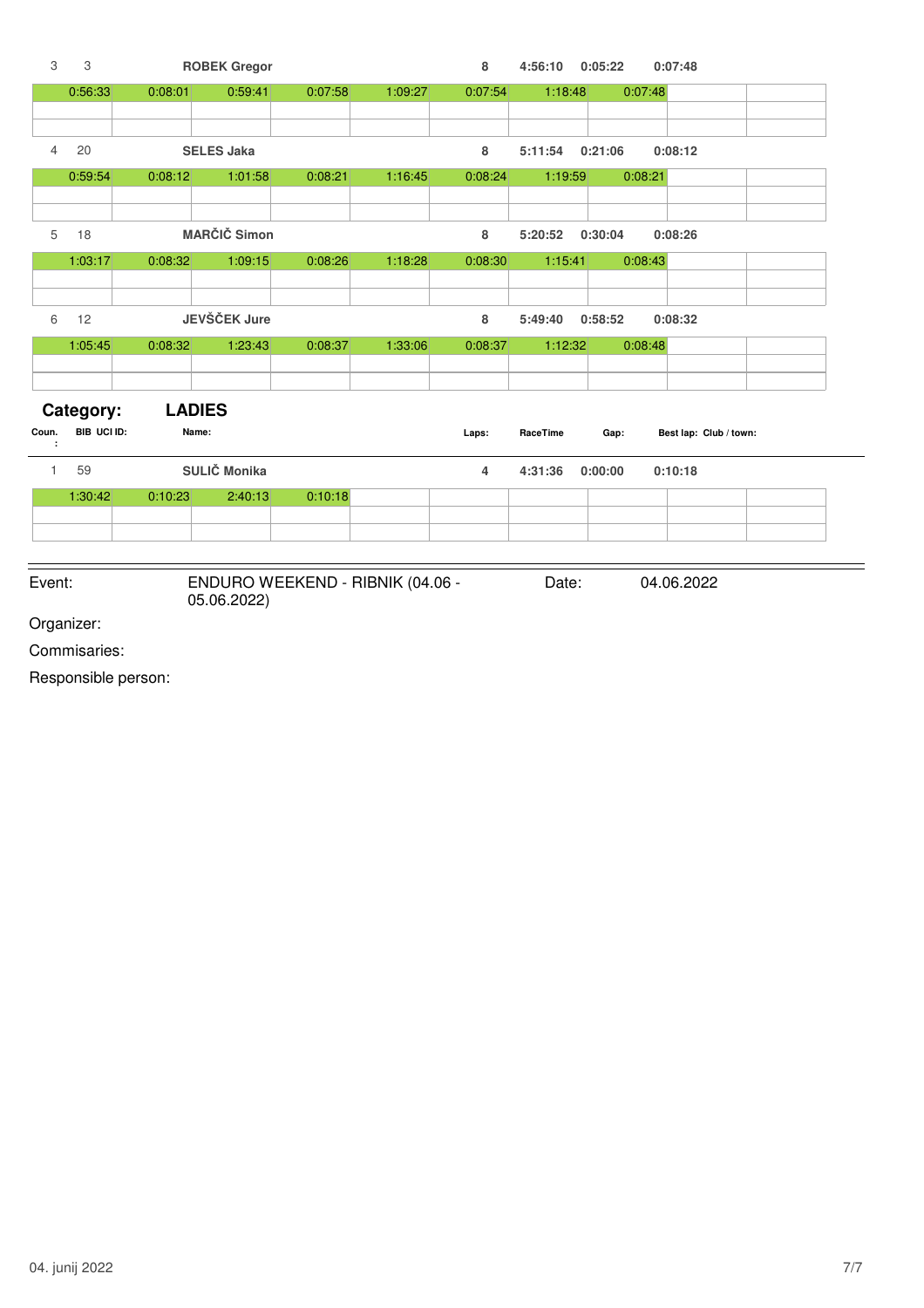| | | | | | | | | | |
|---|---|---|---|---|---|---|---|---|---|
| 3 | 3 | ROBEK Gregor | | | | 8 | 4:56:10 | 0:05:22 | 0:07:48 |
| 0:56:33 | 0:08:01 | 0:59:41 | 0:07:58 | 1:09:27 | 0:07:54 | 1:18:48 | 0:07:48 | | |
| 4 | 20 | SELES Jaka | | | | 8 | 5:11:54 | 0:21:06 | 0:08:12 |
| 0:59:54 | 0:08:12 | 1:01:58 | 0:08:21 | 1:16:45 | 0:08:24 | 1:19:59 | 0:08:21 | | |
| 5 | 18 | MARČIČ Simon | | | | 8 | 5:20:52 | 0:30:04 | 0:08:26 |
| 1:03:17 | 0:08:32 | 1:09:15 | 0:08:26 | 1:18:28 | 0:08:30 | 1:15:41 | 0:08:43 | | |
| 6 | 12 | JEVŠČEK Jure | | | | 8 | 5:49:40 | 0:58:52 | 0:08:32 |
| 1:05:45 | 0:08:32 | 1:23:43 | 0:08:37 | 1:33:06 | 0:08:37 | 1:12:32 | 0:08:48 | | |

## Category: LADIES

| Coun.: | BIB UCI ID: | Name: | | | | Laps: | RaceTime | Gap: | Best lap: Club / town: |
|---|---|---|---|---|---|---|---|---|---|
| 1 | 59 | SULIČ Monika | | | | 4 | 4:31:36 | 0:00:00 | 0:10:18 |
| 1:30:42 | 0:10:23 | 2:40:13 | 0:10:18 | | | | | | |

Event: ENDURO WEEKEND - RIBNIK (04.06 - 05.06.2022) Date: 04.06.2022

Organizer:

Commisaries:

Responsible person:

04. junij 2022